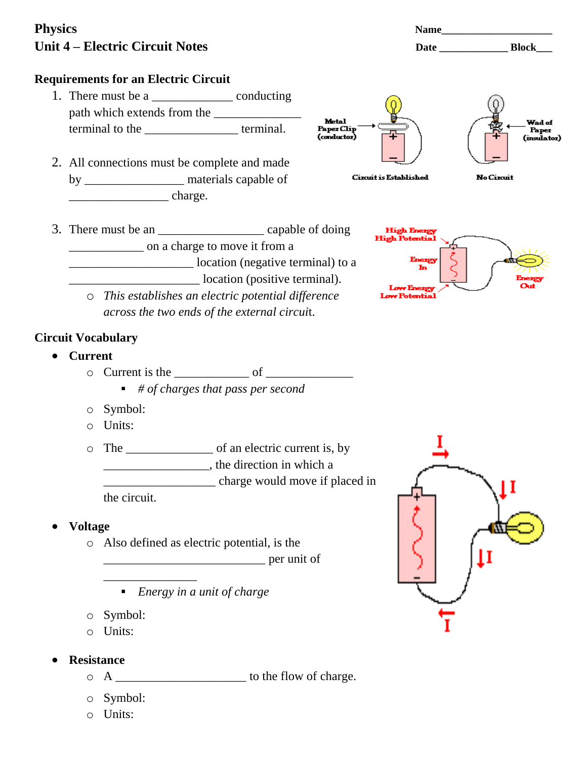**Physics**
**Unit 4 – Electric Circuit Notes**

**Name**______________________
**Date** _____________ **Block**___

## Requirements for an Electric Circuit

1. There must be a _____________ conducting path which extends from the ______________ terminal to the _______________ terminal.

2. All connections must be complete and made by ________________ materials capable of ________________ charge.

3. There must be an _________________ capable of doing ____________ on a charge to move it from a ____________________ location (negative terminal) to a _____________________ location (positive terminal).
   - *This establishes an electric potential difference across the two ends of the external circuit.*

## Circuit Vocabulary

- **Current**
  - Current is the ____________ of ______________
    - *# of charges that pass per second*
  - Symbol:
  - Units:
  - The ______________ of an electric current is, by _________________, the direction in which a __________________ charge would move if placed in the circuit.

- **Voltage**
  - Also defined as electric potential, is the __________________________ per unit of _______________
    - *Energy in a unit of charge*
  - Symbol:
  - Units:

- **Resistance**
  - A _____________________ to the flow of charge.
  - Symbol:
  - Units: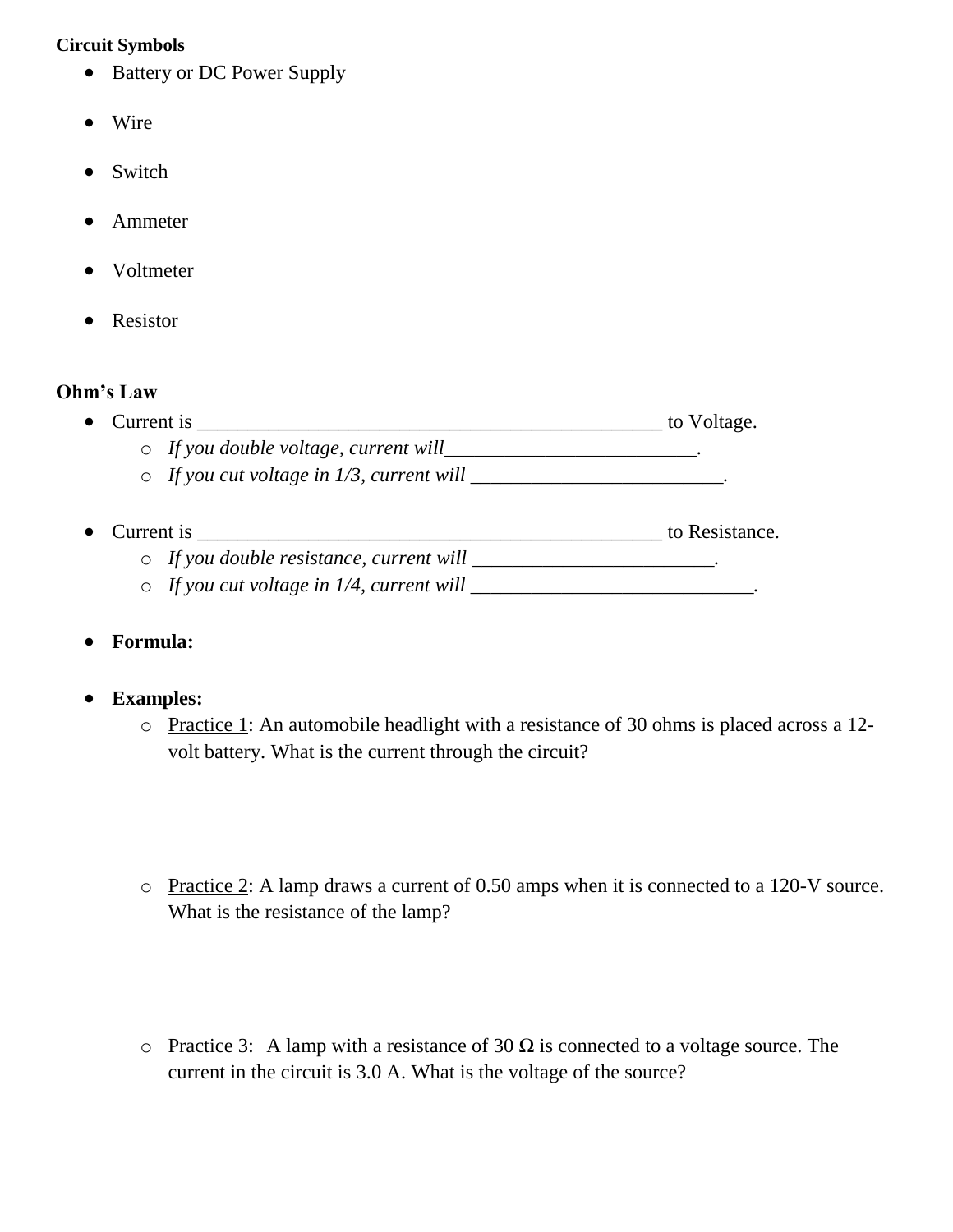**Circuit Symbols**

- Battery or DC Power Supply

- Wire

- Switch

- Ammeter

- Voltmeter

- Resistor

**Ohm's Law**

- Current is ________________________________________________ to Voltage.
  - *If you double voltage, current will*________________________.
  - *If you cut voltage in 1/3, current will* ________________________.

- Current is ________________________________________________ to Resistance.
  - *If you double resistance, current will* ________________________.
  - *If you cut voltage in 1/4, current will* ___________________________.

- **Formula:**

- **Examples:**
  - Practice 1: An automobile headlight with a resistance of 30 ohms is placed across a 12-volt battery. What is the current through the circuit?

  - Practice 2: A lamp draws a current of 0.50 amps when it is connected to a 120-V source. What is the resistance of the lamp?

  - Practice 3: A lamp with a resistance of 30 Ω is connected to a voltage source. The current in the circuit is 3.0 A. What is the voltage of the source?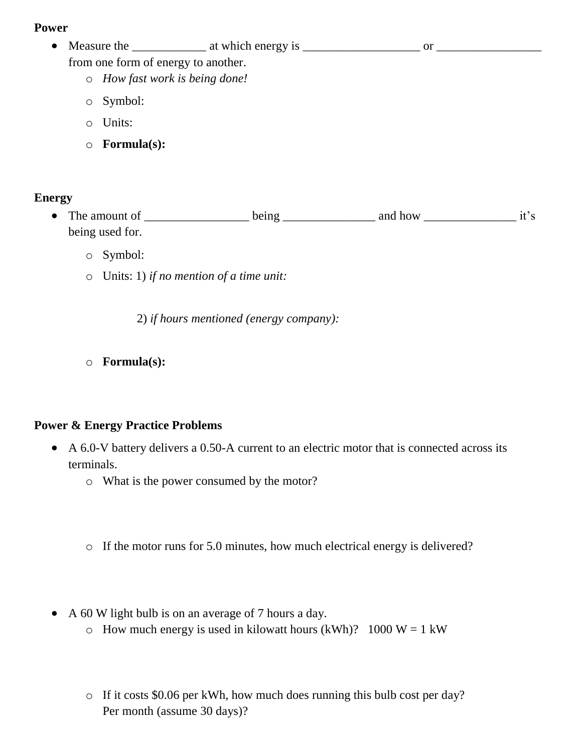**Power**

- Measure the ____________ at which energy is ___________________ or _________________ from one form of energy to another.
  - *How fast work is being done!*
  - Symbol:
  - Units:
  - **Formula(s):**

**Energy**

- The amount of _________________ being _______________ and how _______________ it's being used for.
  - Symbol:
  - Units: 1) *if no mention of a time unit:*

    2) *if hours mentioned (energy company):*
  - **Formula(s):**

**Power & Energy Practice Problems**

- A 6.0-V battery delivers a 0.50-A current to an electric motor that is connected across its terminals.
  - What is the power consumed by the motor?
  - If the motor runs for 5.0 minutes, how much electrical energy is delivered?
- A 60 W light bulb is on an average of 7 hours a day.
  - How much energy is used in kilowatt hours (kWh)? 1000 W = 1 kW
  - If it costs $0.06 per kWh, how much does running this bulb cost per day? Per month (assume 30 days)?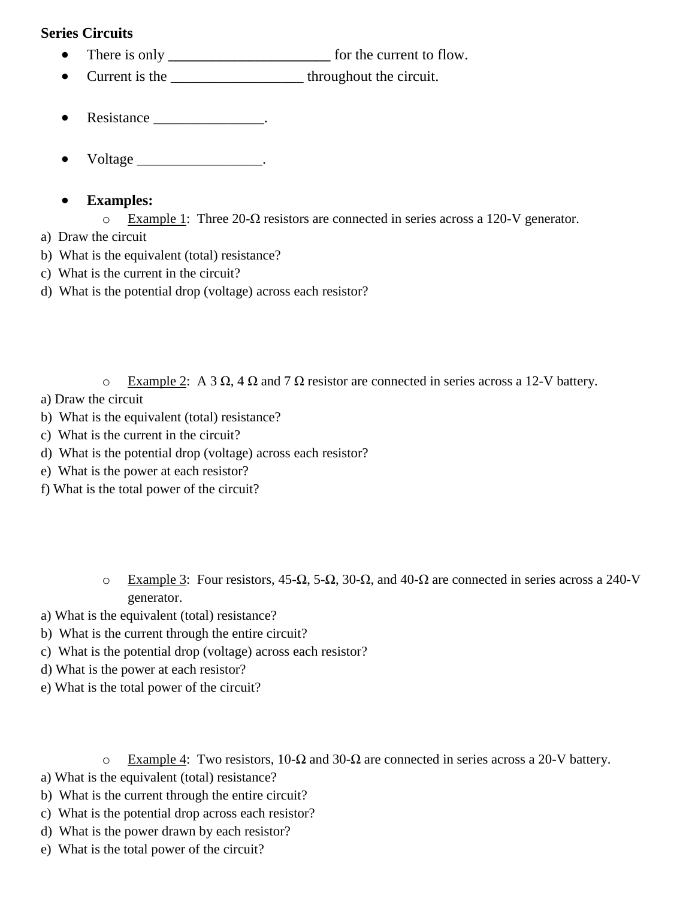**Series Circuits**

- There is only ______________________ for the current to flow.
- Current is the __________________ throughout the circuit.
- Resistance _______________.
- Voltage _________________.
- **Examples:**
  - Example 1: Three 20-Ω resistors are connected in series across a 120-V generator.

a) Draw the circuit
b) What is the equivalent (total) resistance?
c) What is the current in the circuit?
d) What is the potential drop (voltage) across each resistor?

  - Example 2: A 3 Ω, 4 Ω and 7 Ω resistor are connected in series across a 12-V battery.

a) Draw the circuit
b) What is the equivalent (total) resistance?
c) What is the current in the circuit?
d) What is the potential drop (voltage) across each resistor?
e) What is the power at each resistor?
f) What is the total power of the circuit?

  - Example 3: Four resistors, 45-Ω, 5-Ω, 30-Ω, and 40-Ω are connected in series across a 240-V generator.

a) What is the equivalent (total) resistance?
b) What is the current through the entire circuit?
c) What is the potential drop (voltage) across each resistor?
d) What is the power at each resistor?
e) What is the total power of the circuit?

  - Example 4: Two resistors, 10-Ω and 30-Ω are connected in series across a 20-V battery.

a) What is the equivalent (total) resistance?
b) What is the current through the entire circuit?
c) What is the potential drop across each resistor?
d) What is the power drawn by each resistor?
e) What is the total power of the circuit?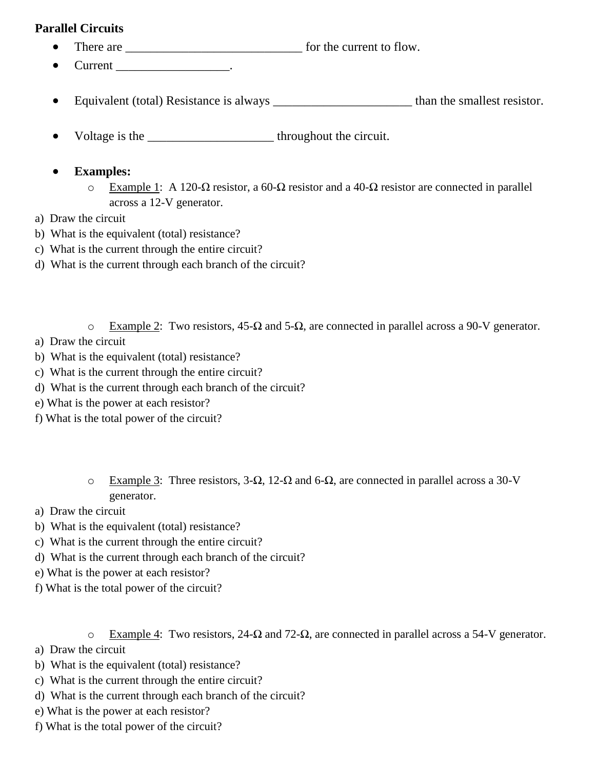**Parallel Circuits**

- There are ____________________________ for the current to flow.
- Current __________________.
- Equivalent (total) Resistance is always ______________________ than the smallest resistor.
- Voltage is the ____________________ throughout the circuit.
- **Examples:**
  - Example 1: A 120-Ω resistor, a 60-Ω resistor and a 40-Ω resistor are connected in parallel across a 12-V generator.

a) Draw the circuit
b) What is the equivalent (total) resistance?
c) What is the current through the entire circuit?
d) What is the current through each branch of the circuit?

  - Example 2: Two resistors, 45-Ω and 5-Ω, are connected in parallel across a 90-V generator.

a) Draw the circuit
b) What is the equivalent (total) resistance?
c) What is the current through the entire circuit?
d) What is the current through each branch of the circuit?
e) What is the power at each resistor?
f) What is the total power of the circuit?

  - Example 3: Three resistors, 3-Ω, 12-Ω and 6-Ω, are connected in parallel across a 30-V generator.

a) Draw the circuit
b) What is the equivalent (total) resistance?
c) What is the current through the entire circuit?
d) What is the current through each branch of the circuit?
e) What is the power at each resistor?
f) What is the total power of the circuit?

  - Example 4: Two resistors, 24-Ω and 72-Ω, are connected in parallel across a 54-V generator.

a) Draw the circuit
b) What is the equivalent (total) resistance?
c) What is the current through the entire circuit?
d) What is the current through each branch of the circuit?
e) What is the power at each resistor?
f) What is the total power of the circuit?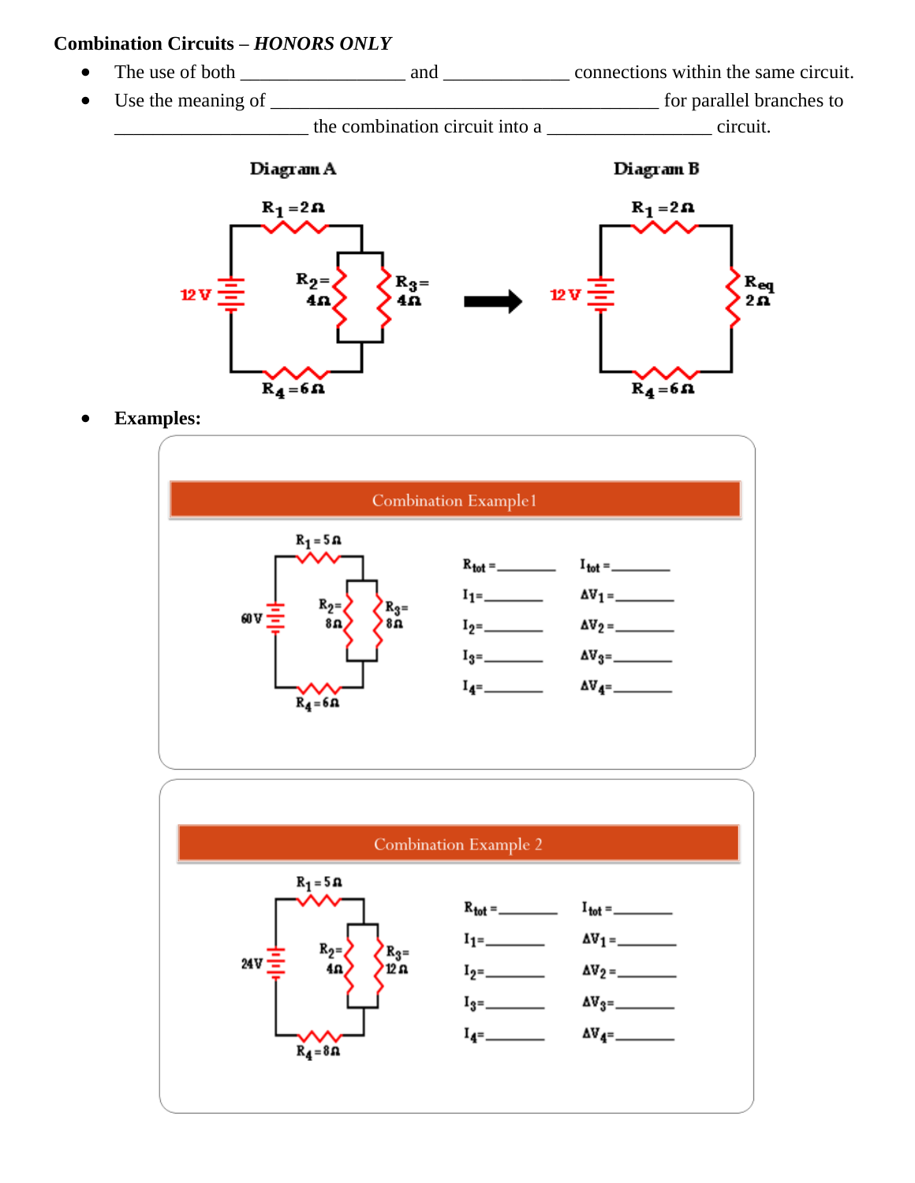**Combination Circuits –** ***HONORS ONLY***

- The use of both ________________ and ____________ connections within the same circuit.
- Use the meaning of ________________________________________ for parallel branches to ____________________ the combination circuit into a ________________ circuit.

Diagram A

$R_1 = 2\Omega$

$R_2 = 4\Omega$

$R_3 = 4\Omega$

$R_4 = 6\Omega$

12 V

Diagram B

$R_1 = 2\Omega$

$R_{eq}$ $2\Omega$

$R_4 = 6\Omega$

12 V

- **Examples:**

Combination Example 1

$R_1 = 5\Omega$

$R_2 = 8\Omega$

$R_3 = 8\Omega$

$R_4 = 6\Omega$

60 V

$R_{tot}$ = ________ $I_{tot}$ = ________

$I_1$= ________ $\Delta V_1$ = ________

$I_2$= ________ $\Delta V_2$ = ________

$I_3$= ________ $\Delta V_3$= ________

$I_4$= ________ $\Delta V_4$= ________

Combination Example 2

$R_1 = 5\Omega$

$R_2 = 4\Omega$

$R_3 = 12\Omega$

$R_4 = 8\Omega$

24 V

$R_{tot}$ = ________ $I_{tot}$ = ________

$I_1$= ________ $\Delta V_1$ = ________

$I_2$= ________ $\Delta V_2$ = ________

$I_3$= ________ $\Delta V_3$= ________

$I_4$= ________ $\Delta V_4$= ________